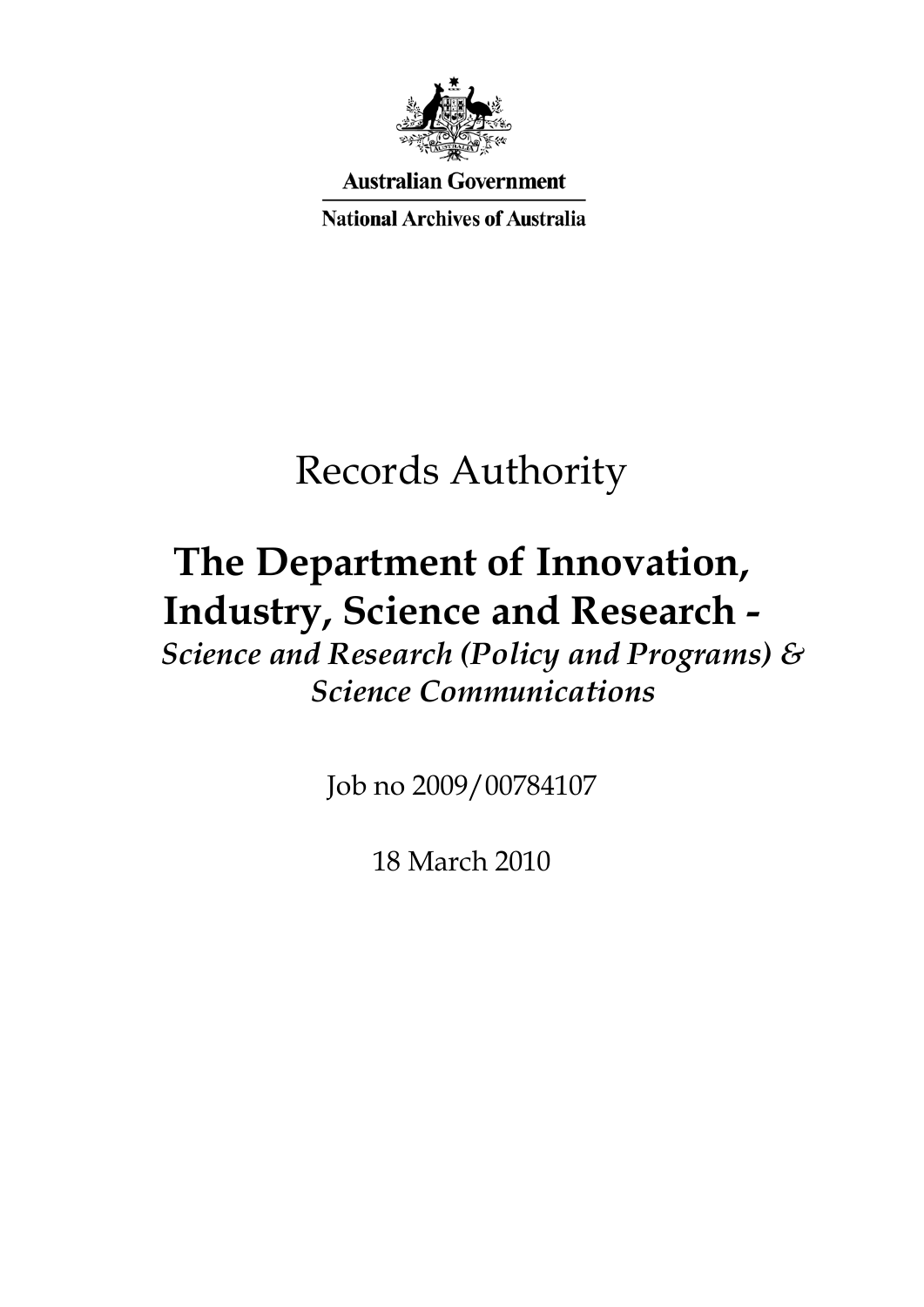**Australian Government**

**National Archives of Australia**

# Records Authority

# The Department of Innovation, Industry, Science and Research -

*Science and Research (Policy and Programs) & Science Communications*

Job no 2009/00784107

18 March 2010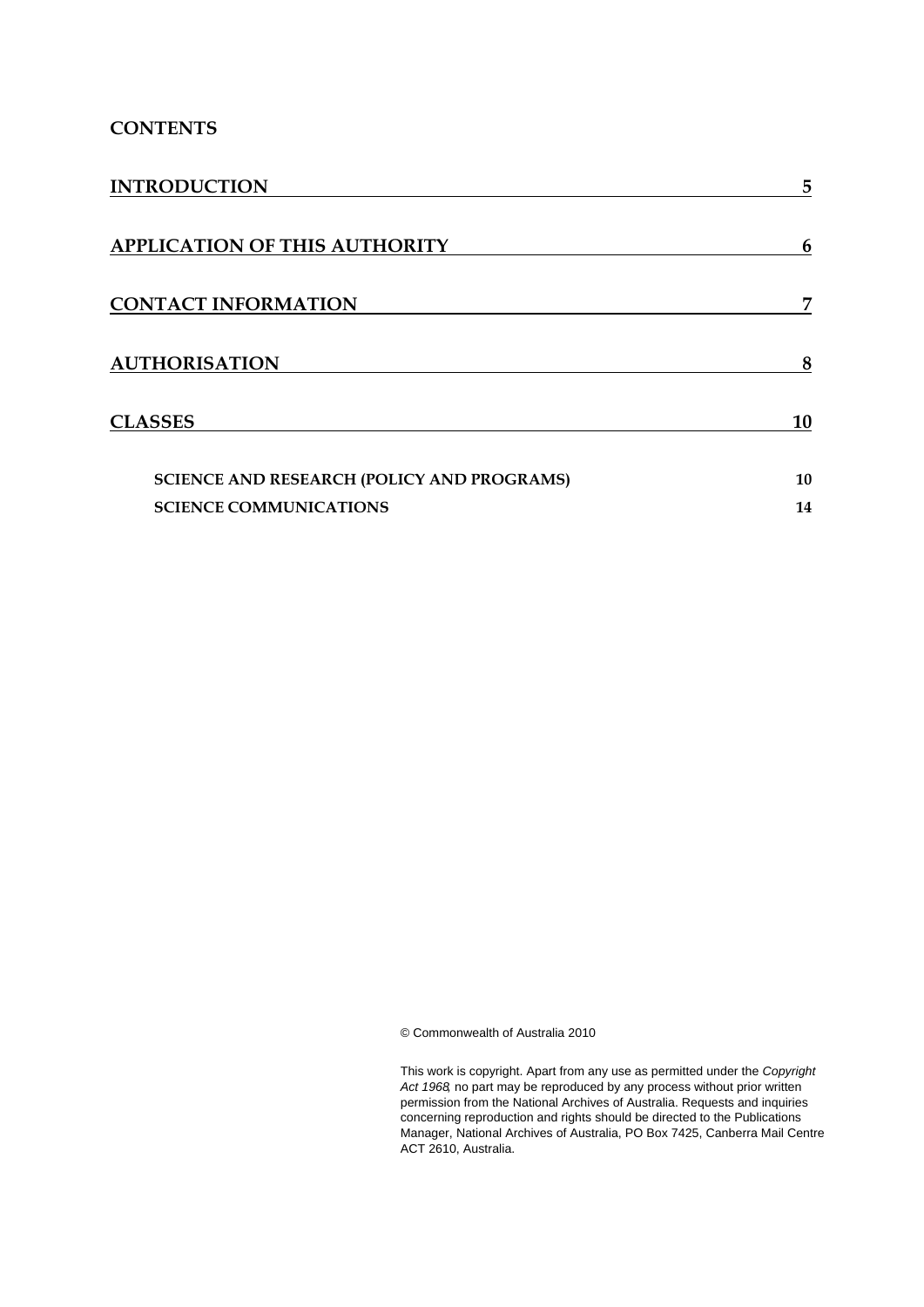## CONTENTS

| | |
|---|---|
| INTRODUCTION | 5 |
| APPLICATION OF THIS AUTHORITY | 6 |
| CONTACT INFORMATION | 7 |
| AUTHORISATION | 8 |
| CLASSES | 10 |
| SCIENCE AND RESEARCH (POLICY AND PROGRAMS) | 10 |
| SCIENCE COMMUNICATIONS | 14 |

© Commonwealth of Australia 2010

This work is copyright. Apart from any use as permitted under the *Copyright Act 1968*, no part may be reproduced by any process without prior written permission from the National Archives of Australia. Requests and inquiries concerning reproduction and rights should be directed to the Publications Manager, National Archives of Australia, PO Box 7425, Canberra Mail Centre ACT 2610, Australia.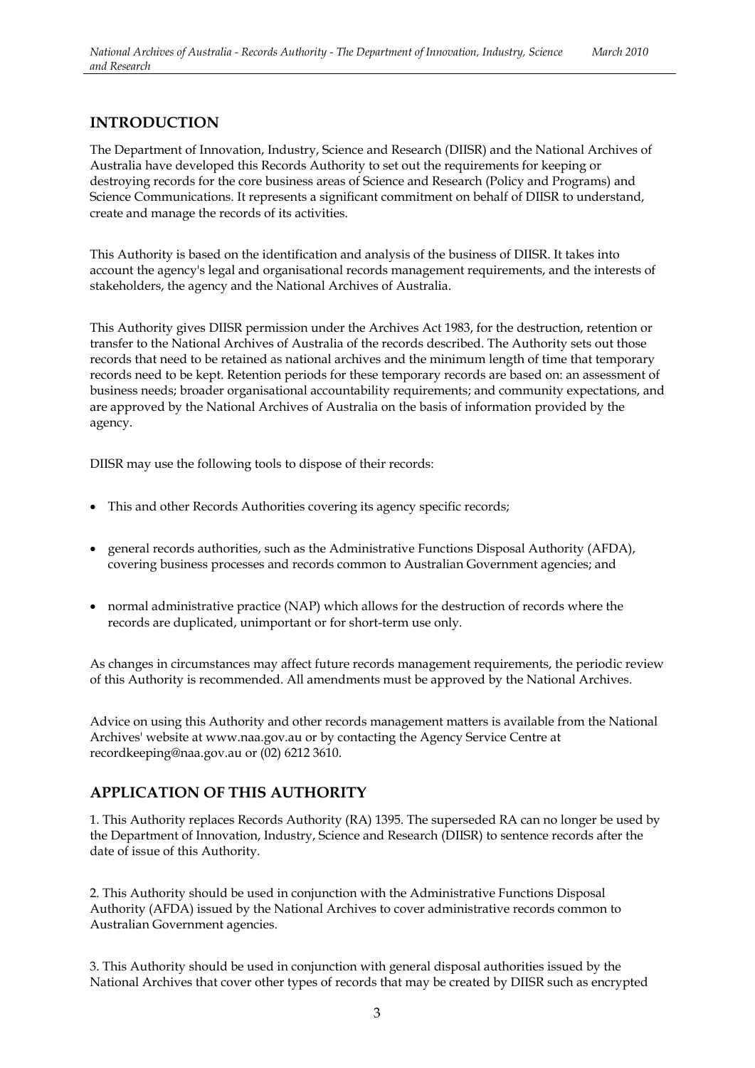## INTRODUCTION

The Department of Innovation, Industry, Science and Research (DIISR) and the National Archives of Australia have developed this Records Authority to set out the requirements for keeping or destroying records for the core business areas of Science and Research (Policy and Programs) and Science Communications. It represents a significant commitment on behalf of DIISR to understand, create and manage the records of its activities.

This Authority is based on the identification and analysis of the business of DIISR. It takes into account the agency's legal and organisational records management requirements, and the interests of stakeholders, the agency and the National Archives of Australia.

This Authority gives DIISR permission under the Archives Act 1983, for the destruction, retention or transfer to the National Archives of Australia of the records described. The Authority sets out those records that need to be retained as national archives and the minimum length of time that temporary records need to be kept. Retention periods for these temporary records are based on: an assessment of business needs; broader organisational accountability requirements; and community expectations, and are approved by the National Archives of Australia on the basis of information provided by the agency.

DIISR may use the following tools to dispose of their records:

- This and other Records Authorities covering its agency specific records;
- general records authorities, such as the Administrative Functions Disposal Authority (AFDA), covering business processes and records common to Australian Government agencies; and
- normal administrative practice (NAP) which allows for the destruction of records where the records are duplicated, unimportant or for short-term use only.

As changes in circumstances may affect future records management requirements, the periodic review of this Authority is recommended. All amendments must be approved by the National Archives.

Advice on using this Authority and other records management matters is available from the National Archives' website at www.naa.gov.au or by contacting the Agency Service Centre at recordkeeping@naa.gov.au or (02) 6212 3610.

## APPLICATION OF THIS AUTHORITY

1. This Authority replaces Records Authority (RA) 1395. The superseded RA can no longer be used by the Department of Innovation, Industry, Science and Research (DIISR) to sentence records after the date of issue of this Authority.

2. This Authority should be used in conjunction with the Administrative Functions Disposal Authority (AFDA) issued by the National Archives to cover administrative records common to Australian Government agencies.

3. This Authority should be used in conjunction with general disposal authorities issued by the National Archives that cover other types of records that may be created by DIISR such as encrypted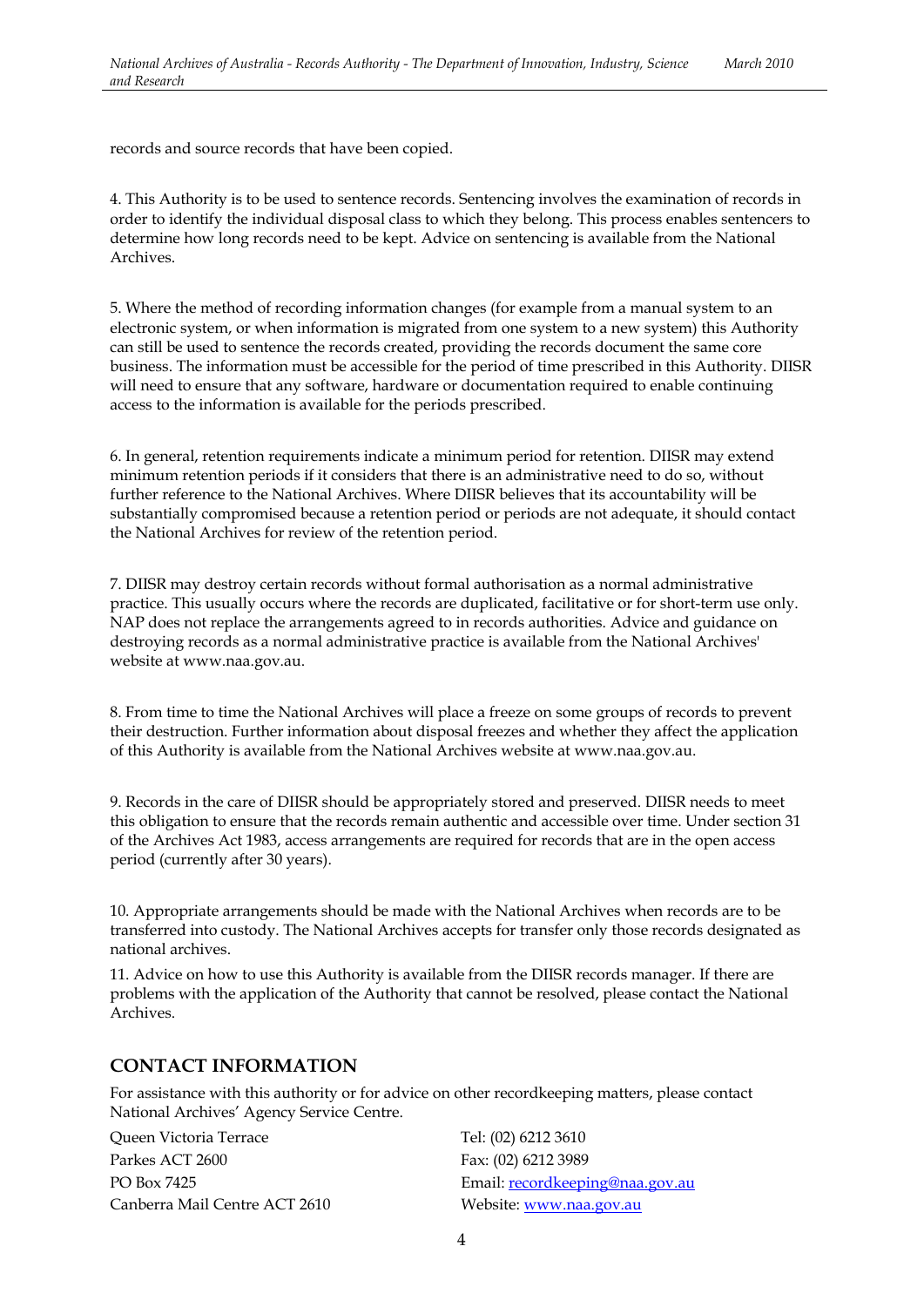records and source records that have been copied.

4. This Authority is to be used to sentence records. Sentencing involves the examination of records in order to identify the individual disposal class to which they belong. This process enables sentencers to determine how long records need to be kept. Advice on sentencing is available from the National Archives.

5. Where the method of recording information changes (for example from a manual system to an electronic system, or when information is migrated from one system to a new system) this Authority can still be used to sentence the records created, providing the records document the same core business. The information must be accessible for the period of time prescribed in this Authority. DIISR will need to ensure that any software, hardware or documentation required to enable continuing access to the information is available for the periods prescribed.

6. In general, retention requirements indicate a minimum period for retention. DIISR may extend minimum retention periods if it considers that there is an administrative need to do so, without further reference to the National Archives. Where DIISR believes that its accountability will be substantially compromised because a retention period or periods are not adequate, it should contact the National Archives for review of the retention period.

7. DIISR may destroy certain records without formal authorisation as a normal administrative practice. This usually occurs where the records are duplicated, facilitative or for short-term use only. NAP does not replace the arrangements agreed to in records authorities. Advice and guidance on destroying records as a normal administrative practice is available from the National Archives' website at www.naa.gov.au.

8. From time to time the National Archives will place a freeze on some groups of records to prevent their destruction. Further information about disposal freezes and whether they affect the application of this Authority is available from the National Archives website at www.naa.gov.au.

9. Records in the care of DIISR should be appropriately stored and preserved. DIISR needs to meet this obligation to ensure that the records remain authentic and accessible over time. Under section 31 of the Archives Act 1983, access arrangements are required for records that are in the open access period (currently after 30 years).

10. Appropriate arrangements should be made with the National Archives when records are to be transferred into custody. The National Archives accepts for transfer only those records designated as national archives.

11. Advice on how to use this Authority is available from the DIISR records manager. If there are problems with the application of the Authority that cannot be resolved, please contact the National Archives.

## CONTACT INFORMATION

For assistance with this authority or for advice on other recordkeeping matters, please contact National Archives' Agency Service Centre.

Queen Victoria Terrace
Parkes ACT 2600
PO Box 7425
Canberra Mail Centre ACT 2610

Tel: (02) 6212 3610
Fax: (02) 6212 3989
Email: recordkeeping@naa.gov.au
Website: www.naa.gov.au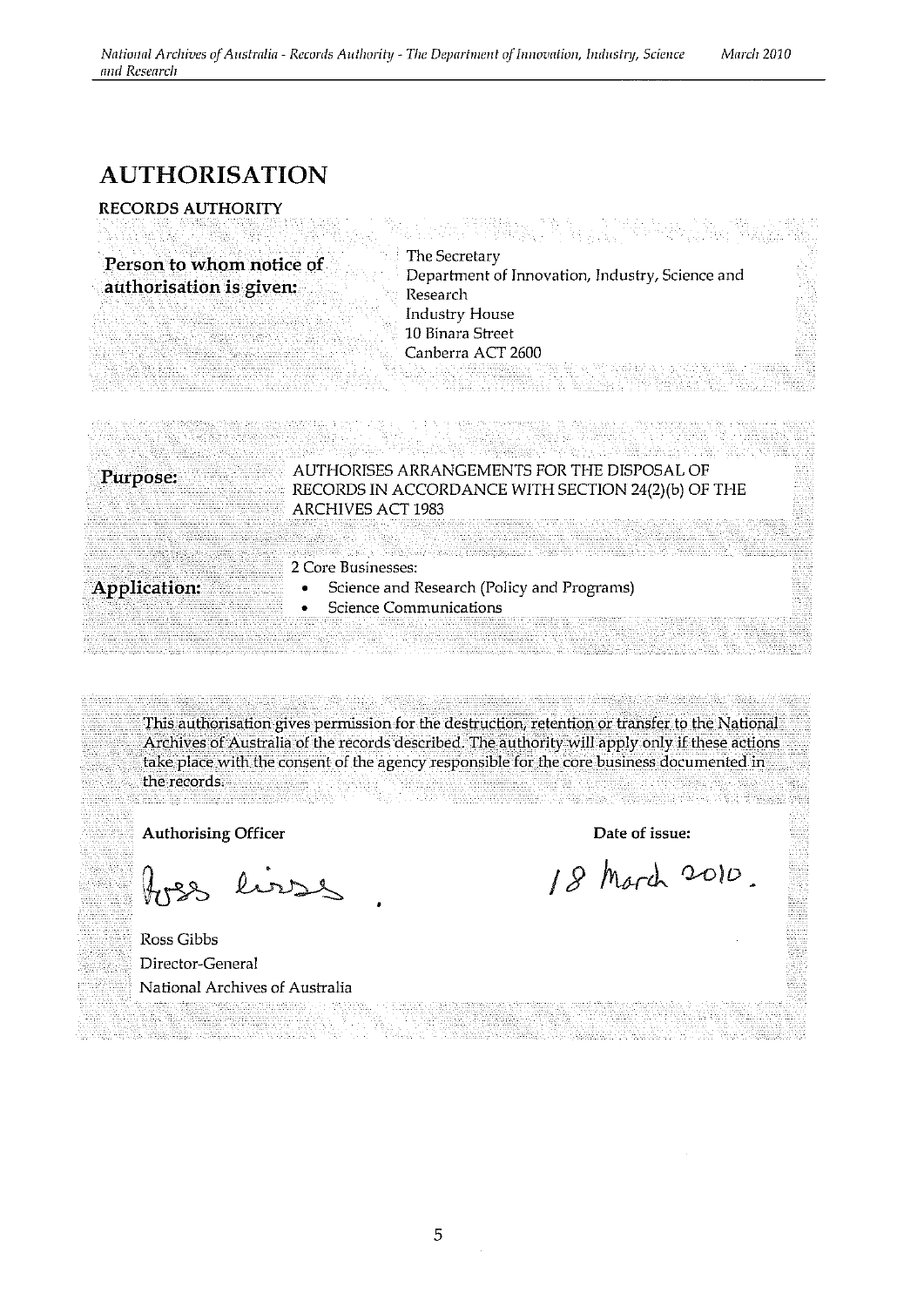# AUTHORISATION

**RECORDS AUTHORITY**

| | |
|---|---|
| **Person to whom notice of authorisation is given:** | The Secretary<br>Department of Innovation, Industry, Science and Research<br>Industry House<br>10 Binara Street<br>Canberra ACT 2600 |

| | |
|---|---|
| **Purpose:** | AUTHORISES ARRANGEMENTS FOR THE DISPOSAL OF RECORDS IN ACCORDANCE WITH SECTION 24(2)(b) OF THE ARCHIVES ACT 1983 |
| **Application:** | 2 Core Businesses:<br>• Science and Research (Policy and Programs)<br>• Science Communications |

This authorisation gives permission for the destruction, retention or transfer to the National Archives of Australia of the records described. The authority will apply only if these actions take place with the consent of the agency responsible for the core business documented in the records.

**Authorising Officer**

Ross Gibbs
Director-General
National Archives of Australia

**Date of issue:**

18 March 2010.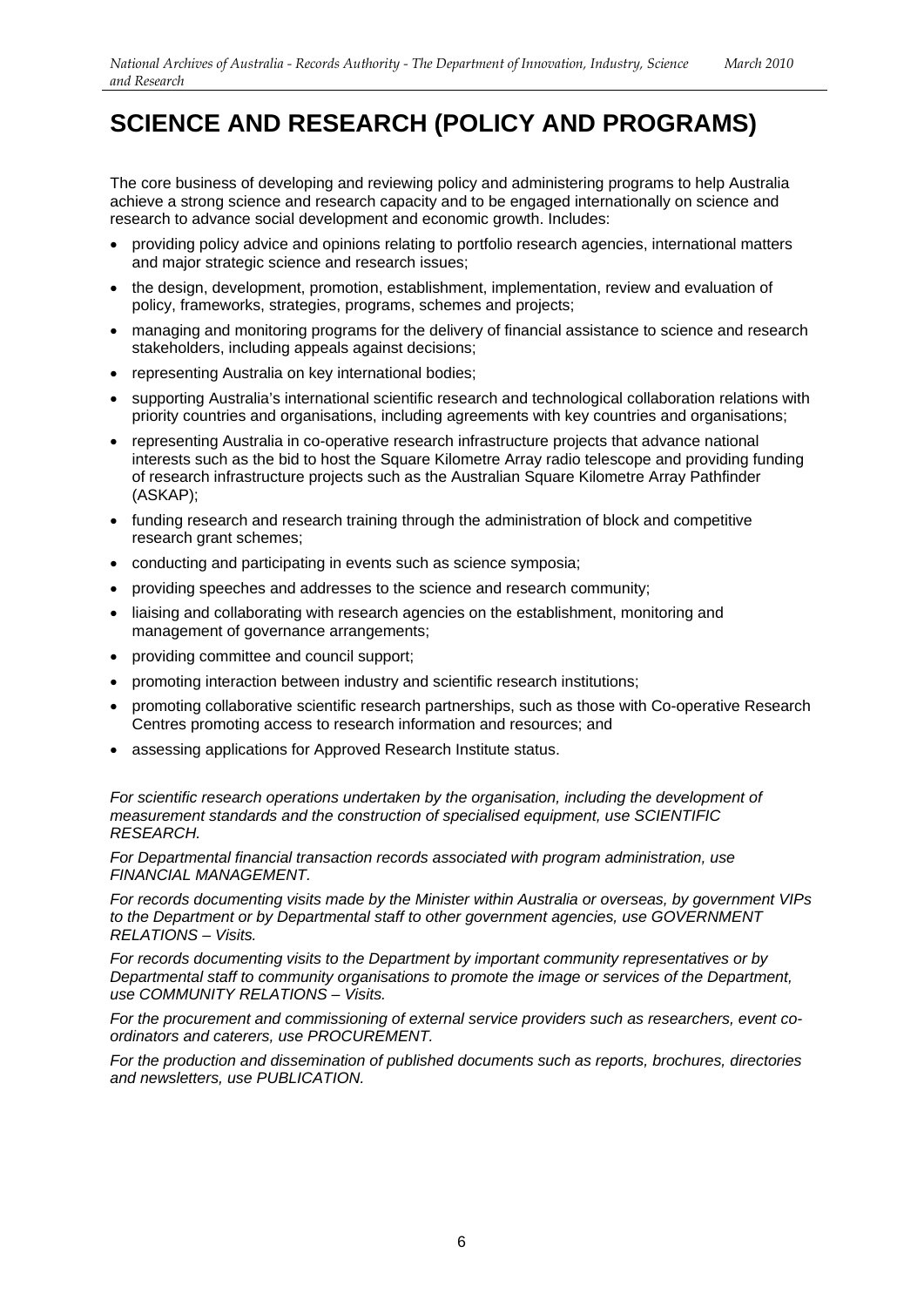# SCIENCE AND RESEARCH (POLICY AND PROGRAMS)

The core business of developing and reviewing policy and administering programs to help Australia achieve a strong science and research capacity and to be engaged internationally on science and research to advance social development and economic growth. Includes:

- providing policy advice and opinions relating to portfolio research agencies, international matters and major strategic science and research issues;
- the design, development, promotion, establishment, implementation, review and evaluation of policy, frameworks, strategies, programs, schemes and projects;
- managing and monitoring programs for the delivery of financial assistance to science and research stakeholders, including appeals against decisions;
- representing Australia on key international bodies;
- supporting Australia's international scientific research and technological collaboration relations with priority countries and organisations, including agreements with key countries and organisations;
- representing Australia in co-operative research infrastructure projects that advance national interests such as the bid to host the Square Kilometre Array radio telescope and providing funding of research infrastructure projects such as the Australian Square Kilometre Array Pathfinder (ASKAP);
- funding research and research training through the administration of block and competitive research grant schemes;
- conducting and participating in events such as science symposia;
- providing speeches and addresses to the science and research community;
- liaising and collaborating with research agencies on the establishment, monitoring and management of governance arrangements;
- providing committee and council support;
- promoting interaction between industry and scientific research institutions;
- promoting collaborative scientific research partnerships, such as those with Co-operative Research Centres promoting access to research information and resources; and
- assessing applications for Approved Research Institute status.

*For scientific research operations undertaken by the organisation, including the development of measurement standards and the construction of specialised equipment, use SCIENTIFIC RESEARCH.*

*For Departmental financial transaction records associated with program administration, use FINANCIAL MANAGEMENT.*

*For records documenting visits made by the Minister within Australia or overseas, by government VIPs to the Department or by Departmental staff to other government agencies, use GOVERNMENT RELATIONS – Visits.*

*For records documenting visits to the Department by important community representatives or by Departmental staff to community organisations to promote the image or services of the Department, use COMMUNITY RELATIONS – Visits.*

*For the procurement and commissioning of external service providers such as researchers, event co-ordinators and caterers, use PROCUREMENT.*

*For the production and dissemination of published documents such as reports, brochures, directories and newsletters, use PUBLICATION.*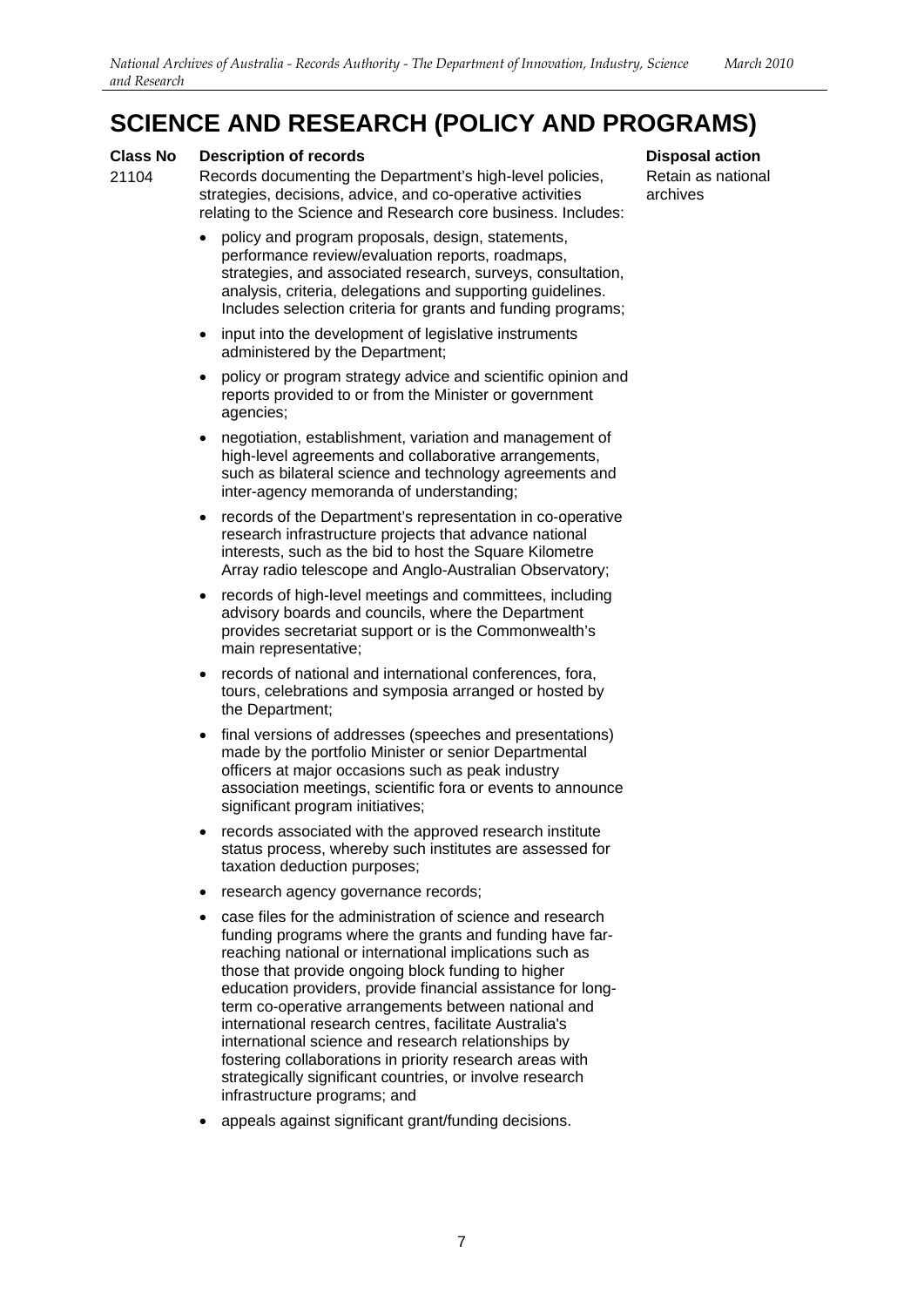# SCIENCE AND RESEARCH (POLICY AND PROGRAMS)

| Class No | Description of records | Disposal action |
|---|---|---|
| 21104 | Records documenting the Department's high-level policies, strategies, decisions, advice, and co-operative activities relating to the Science and Research core business. Includes:<br><br>• policy and program proposals, design, statements, performance review/evaluation reports, roadmaps, strategies, and associated research, surveys, consultation, analysis, criteria, delegations and supporting guidelines. Includes selection criteria for grants and funding programs;<br><br>• input into the development of legislative instruments administered by the Department;<br><br>• policy or program strategy advice and scientific opinion and reports provided to or from the Minister or government agencies;<br><br>• negotiation, establishment, variation and management of high-level agreements and collaborative arrangements, such as bilateral science and technology agreements and inter-agency memoranda of understanding;<br><br>• records of the Department's representation in co-operative research infrastructure projects that advance national interests, such as the bid to host the Square Kilometre Array radio telescope and Anglo-Australian Observatory;<br><br>• records of high-level meetings and committees, including advisory boards and councils, where the Department provides secretariat support or is the Commonwealth's main representative;<br><br>• records of national and international conferences, fora, tours, celebrations and symposia arranged or hosted by the Department;<br><br>• final versions of addresses (speeches and presentations) made by the portfolio Minister or senior Departmental officers at major occasions such as peak industry association meetings, scientific fora or events to announce significant program initiatives;<br><br>• records associated with the approved research institute status process, whereby such institutes are assessed for taxation deduction purposes;<br><br>• research agency governance records;<br><br>• case files for the administration of science and research funding programs where the grants and funding have far-reaching national or international implications such as those that provide ongoing block funding to higher education providers, provide financial assistance for long-term co-operative arrangements between national and international research centres, facilitate Australia's international science and research relationships by fostering collaborations in priority research areas with strategically significant countries, or involve research infrastructure programs; and<br><br>• appeals against significant grant/funding decisions. | Retain as national archives |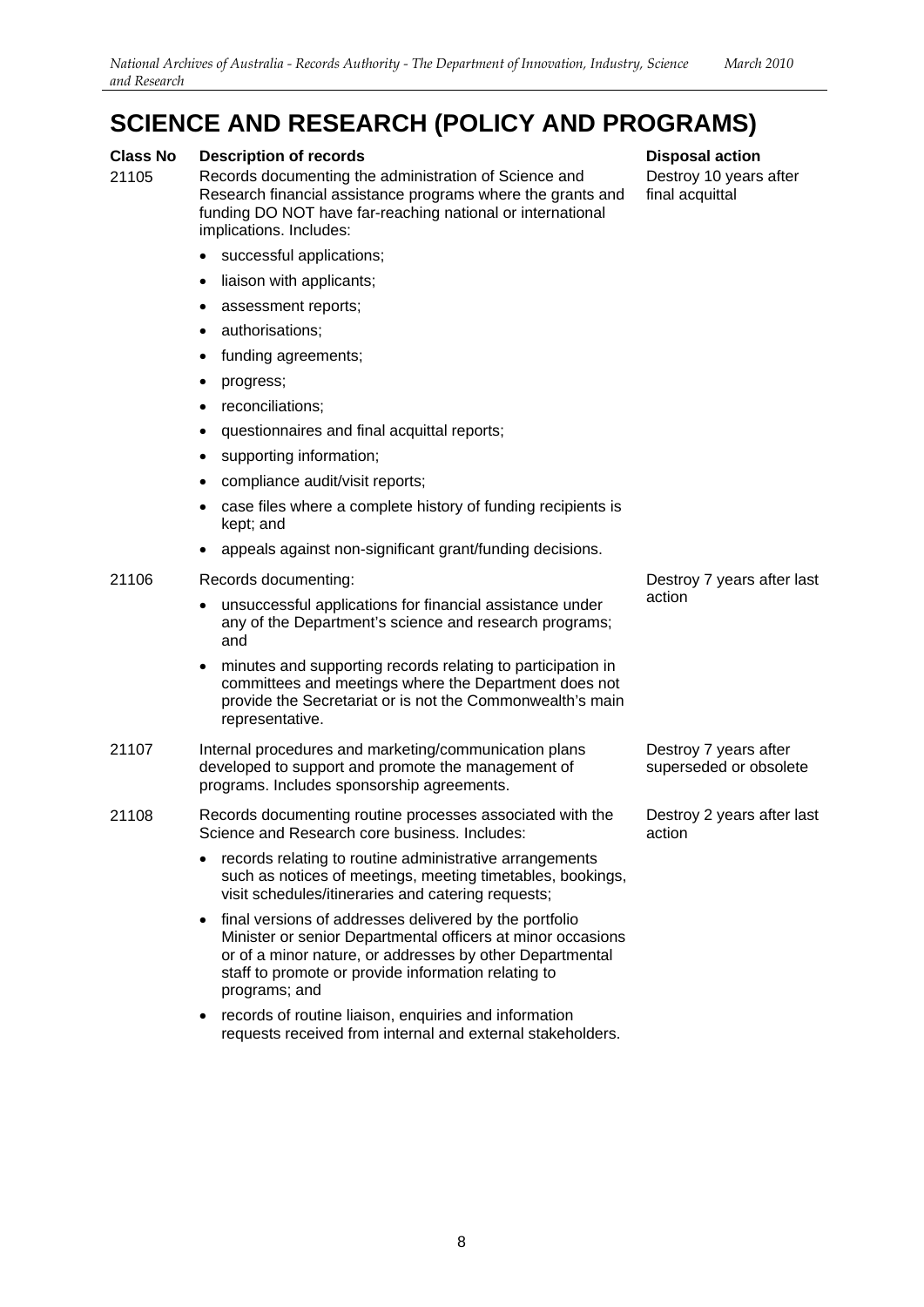# SCIENCE AND RESEARCH (POLICY AND PROGRAMS)

| Class No | Description of records | Disposal action |
|---|---|---|
| 21105 | Records documenting the administration of Science and Research financial assistance programs where the grants and funding DO NOT have far-reaching national or international implications. Includes:<br>• successful applications;<br>• liaison with applicants;<br>• assessment reports;<br>• authorisations;<br>• funding agreements;<br>• progress;<br>• reconciliations;<br>• questionnaires and final acquittal reports;<br>• supporting information;<br>• compliance audit/visit reports;<br>• case files where a complete history of funding recipients is kept; and<br>• appeals against non-significant grant/funding decisions. | Destroy 10 years after final acquittal |
| 21106 | Records documenting:<br>• unsuccessful applications for financial assistance under any of the Department's science and research programs; and<br>• minutes and supporting records relating to participation in committees and meetings where the Department does not provide the Secretariat or is not the Commonwealth's main representative. | Destroy 7 years after last action |
| 21107 | Internal procedures and marketing/communication plans developed to support and promote the management of programs. Includes sponsorship agreements. | Destroy 7 years after superseded or obsolete |
| 21108 | Records documenting routine processes associated with the Science and Research core business. Includes:<br>• records relating to routine administrative arrangements such as notices of meetings, meeting timetables, bookings, visit schedules/itineraries and catering requests;<br>• final versions of addresses delivered by the portfolio Minister or senior Departmental officers at minor occasions or of a minor nature, or addresses by other Departmental staff to promote or provide information relating to programs; and<br>• records of routine liaison, enquiries and information requests received from internal and external stakeholders. | Destroy 2 years after last action |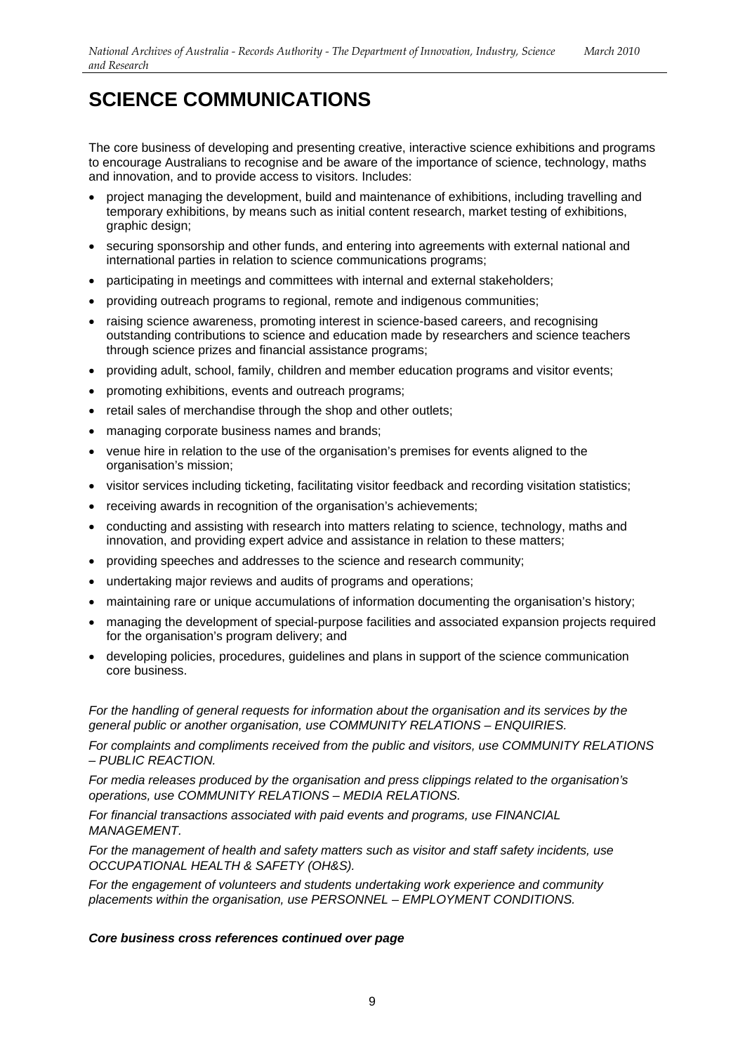# SCIENCE COMMUNICATIONS

The core business of developing and presenting creative, interactive science exhibitions and programs to encourage Australians to recognise and be aware of the importance of science, technology, maths and innovation, and to provide access to visitors. Includes:

- project managing the development, build and maintenance of exhibitions, including travelling and temporary exhibitions, by means such as initial content research, market testing of exhibitions, graphic design;
- securing sponsorship and other funds, and entering into agreements with external national and international parties in relation to science communications programs;
- participating in meetings and committees with internal and external stakeholders;
- providing outreach programs to regional, remote and indigenous communities;
- raising science awareness, promoting interest in science-based careers, and recognising outstanding contributions to science and education made by researchers and science teachers through science prizes and financial assistance programs;
- providing adult, school, family, children and member education programs and visitor events;
- promoting exhibitions, events and outreach programs;
- retail sales of merchandise through the shop and other outlets;
- managing corporate business names and brands;
- venue hire in relation to the use of the organisation's premises for events aligned to the organisation's mission;
- visitor services including ticketing, facilitating visitor feedback and recording visitation statistics;
- receiving awards in recognition of the organisation's achievements;
- conducting and assisting with research into matters relating to science, technology, maths and innovation, and providing expert advice and assistance in relation to these matters;
- providing speeches and addresses to the science and research community;
- undertaking major reviews and audits of programs and operations;
- maintaining rare or unique accumulations of information documenting the organisation's history;
- managing the development of special-purpose facilities and associated expansion projects required for the organisation's program delivery; and
- developing policies, procedures, guidelines and plans in support of the science communication core business.

*For the handling of general requests for information about the organisation and its services by the general public or another organisation, use COMMUNITY RELATIONS – ENQUIRIES.*

*For complaints and compliments received from the public and visitors, use COMMUNITY RELATIONS – PUBLIC REACTION.*

*For media releases produced by the organisation and press clippings related to the organisation's operations, use COMMUNITY RELATIONS – MEDIA RELATIONS.*

*For financial transactions associated with paid events and programs, use FINANCIAL MANAGEMENT.*

*For the management of health and safety matters such as visitor and staff safety incidents, use OCCUPATIONAL HEALTH & SAFETY (OH&S).*

*For the engagement of volunteers and students undertaking work experience and community placements within the organisation, use PERSONNEL – EMPLOYMENT CONDITIONS.*

***Core business cross references continued over page***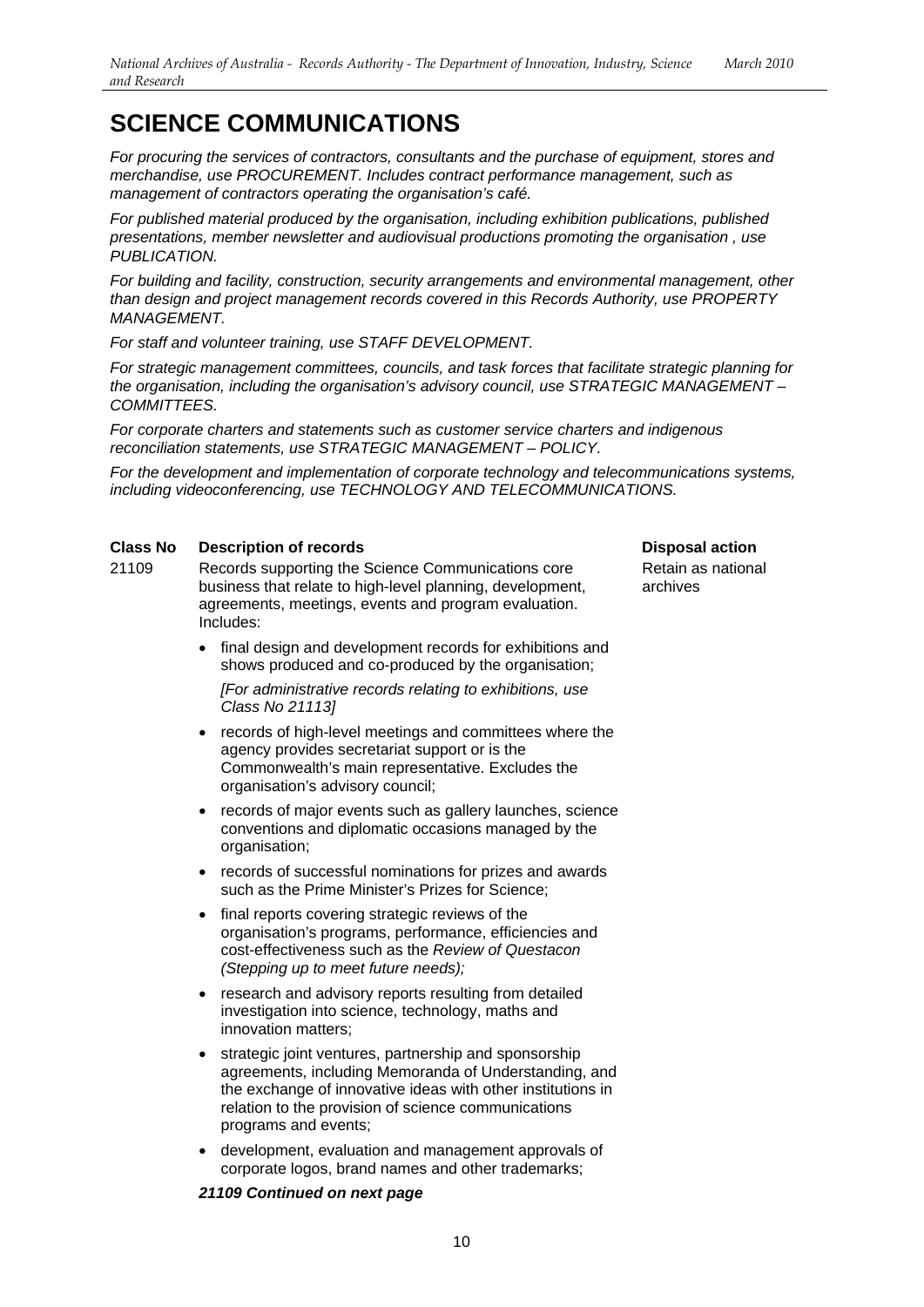# SCIENCE COMMUNICATIONS

*For procuring the services of contractors, consultants and the purchase of equipment, stores and merchandise, use PROCUREMENT. Includes contract performance management, such as management of contractors operating the organisation's café.*

*For published material produced by the organisation, including exhibition publications, published presentations, member newsletter and audiovisual productions promoting the organisation , use PUBLICATION.*

*For building and facility, construction, security arrangements and environmental management, other than design and project management records covered in this Records Authority, use PROPERTY MANAGEMENT.*

*For staff and volunteer training, use STAFF DEVELOPMENT.*

*For strategic management committees, councils, and task forces that facilitate strategic planning for the organisation, including the organisation's advisory council, use STRATEGIC MANAGEMENT – COMMITTEES.*

*For corporate charters and statements such as customer service charters and indigenous reconciliation statements, use STRATEGIC MANAGEMENT – POLICY.*

*For the development and implementation of corporate technology and telecommunications systems, including videoconferencing, use TECHNOLOGY AND TELECOMMUNICATIONS.*

| Class No | Description of records | Disposal action |
|---|---|---|
| 21109 | Records supporting the Science Communications core business that relate to high-level planning, development, agreements, meetings, events and program evaluation. Includes:<br><br>• final design and development records for exhibitions and shows produced and co-produced by the organisation;<br>*[For administrative records relating to exhibitions, use Class No 21113]*<br><br>• records of high-level meetings and committees where the agency provides secretariat support or is the Commonwealth's main representative. Excludes the organisation's advisory council;<br><br>• records of major events such as gallery launches, science conventions and diplomatic occasions managed by the organisation;<br><br>• records of successful nominations for prizes and awards such as the Prime Minister's Prizes for Science;<br><br>• final reports covering strategic reviews of the organisation's programs, performance, efficiencies and cost-effectiveness such as the *Review of Questacon (Stepping up to meet future needs);*<br><br>• research and advisory reports resulting from detailed investigation into science, technology, maths and innovation matters;<br><br>• strategic joint ventures, partnership and sponsorship agreements, including Memoranda of Understanding, and the exchange of innovative ideas with other institutions in relation to the provision of science communications programs and events;<br><br>• development, evaluation and management approvals of corporate logos, brand names and other trademarks;<br><br>***21109 Continued on next page*** | Retain as national archives |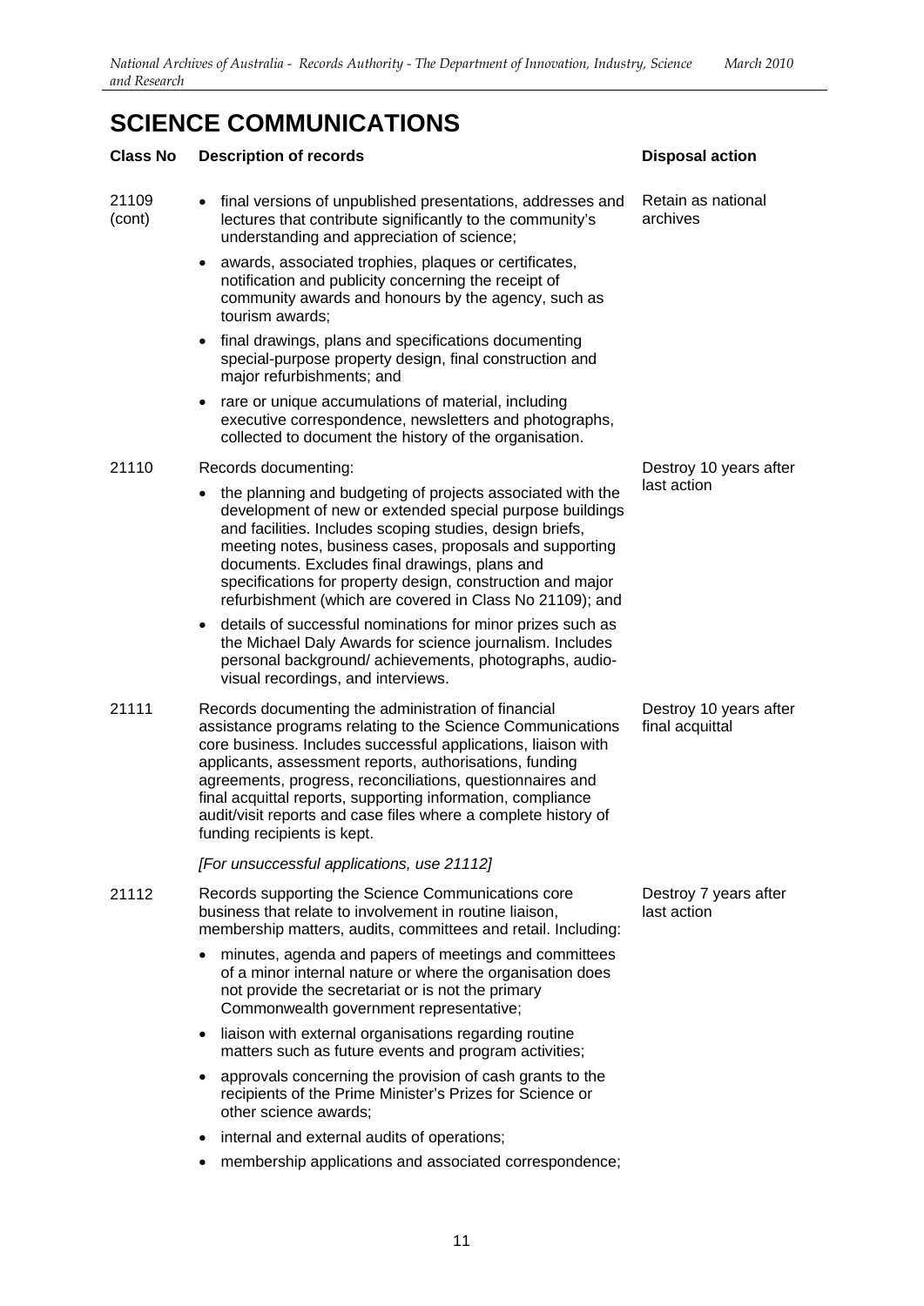# SCIENCE COMMUNICATIONS

| Class No | Description of records | Disposal action |
| --- | --- | --- |
| 21109 (cont) | • final versions of unpublished presentations, addresses and lectures that contribute significantly to the community's understanding and appreciation of science;<br>• awards, associated trophies, plaques or certificates, notification and publicity concerning the receipt of community awards and honours by the agency, such as tourism awards;<br>• final drawings, plans and specifications documenting special-purpose property design, final construction and major refurbishments; and<br>• rare or unique accumulations of material, including executive correspondence, newsletters and photographs, collected to document the history of the organisation. | Retain as national archives |
| 21110 | Records documenting:<br>• the planning and budgeting of projects associated with the development of new or extended special purpose buildings and facilities. Includes scoping studies, design briefs, meeting notes, business cases, proposals and supporting documents. Excludes final drawings, plans and specifications for property design, construction and major refurbishment (which are covered in Class No 21109); and<br>• details of successful nominations for minor prizes such as the Michael Daly Awards for science journalism. Includes personal background/ achievements, photographs, audio-visual recordings, and interviews. | Destroy 10 years after last action |
| 21111 | Records documenting the administration of financial assistance programs relating to the Science Communications core business. Includes successful applications, liaison with applicants, assessment reports, authorisations, funding agreements, progress, reconciliations, questionnaires and final acquittal reports, supporting information, compliance audit/visit reports and case files where a complete history of funding recipients is kept.<br><br>*[For unsuccessful applications, use 21112]* | Destroy 10 years after final acquittal |
| 21112 | Records supporting the Science Communications core business that relate to involvement in routine liaison, membership matters, audits, committees and retail. Including:<br>• minutes, agenda and papers of meetings and committees of a minor internal nature or where the organisation does not provide the secretariat or is not the primary Commonwealth government representative;<br>• liaison with external organisations regarding routine matters such as future events and program activities;<br>• approvals concerning the provision of cash grants to the recipients of the Prime Minister's Prizes for Science or other science awards;<br>• internal and external audits of operations;<br>• membership applications and associated correspondence; | Destroy 7 years after last action |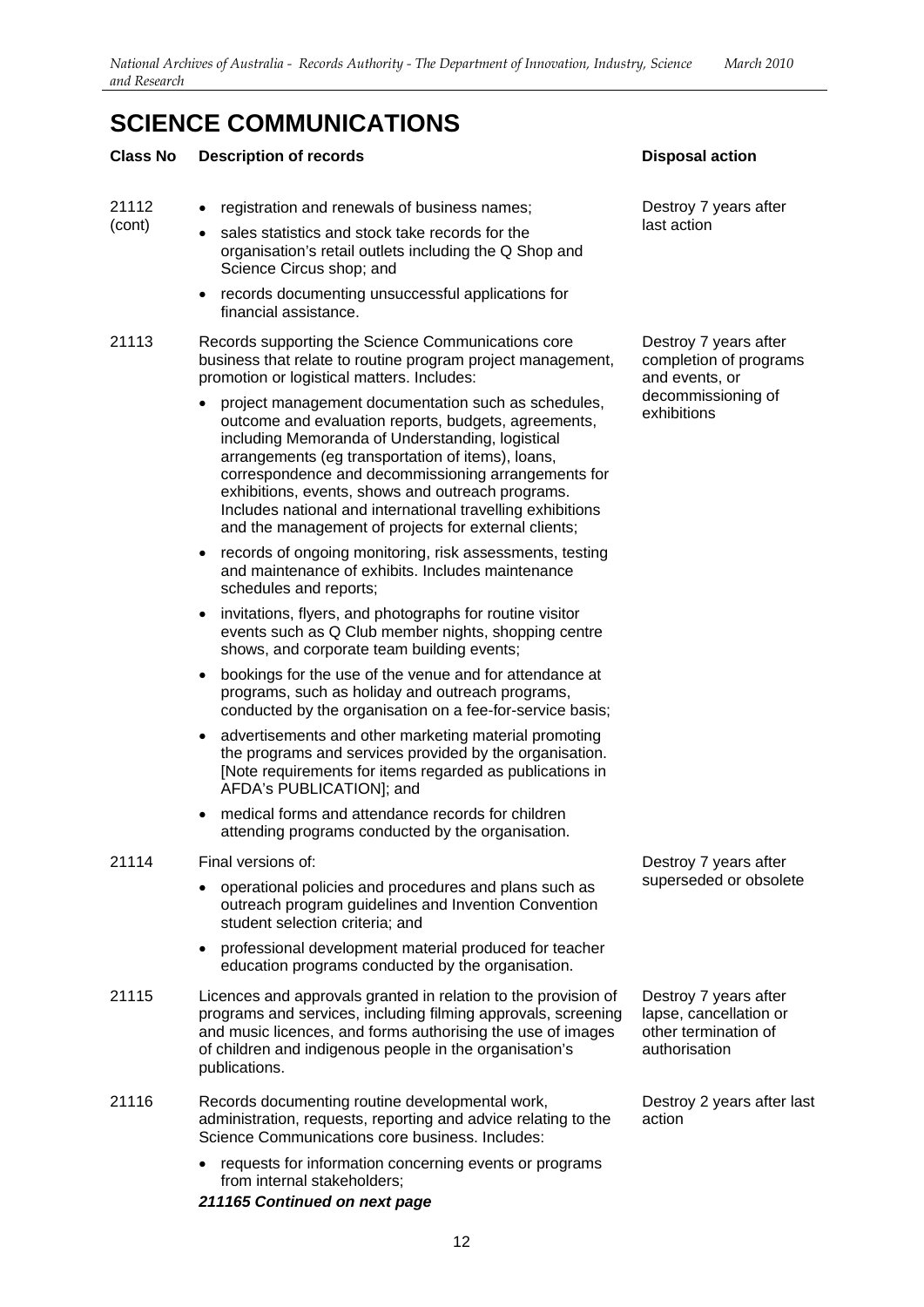# SCIENCE COMMUNICATIONS

| Class No | Description of records | Disposal action |
|---|---|---|
| 21112 (cont) | • registration and renewals of business names;<br>• sales statistics and stock take records for the organisation's retail outlets including the Q Shop and Science Circus shop; and<br>• records documenting unsuccessful applications for financial assistance. | Destroy 7 years after last action |
| 21113 | Records supporting the Science Communications core business that relate to routine program project management, promotion or logistical matters. Includes:<br>• project management documentation such as schedules, outcome and evaluation reports, budgets, agreements, including Memoranda of Understanding, logistical arrangements (eg transportation of items), loans, correspondence and decommissioning arrangements for exhibitions, events, shows and outreach programs. Includes national and international travelling exhibitions and the management of projects for external clients;<br>• records of ongoing monitoring, risk assessments, testing and maintenance of exhibits. Includes maintenance schedules and reports;<br>• invitations, flyers, and photographs for routine visitor events such as Q Club member nights, shopping centre shows, and corporate team building events;<br>• bookings for the use of the venue and for attendance at programs, such as holiday and outreach programs, conducted by the organisation on a fee-for-service basis;<br>• advertisements and other marketing material promoting the programs and services provided by the organisation. [Note requirements for items regarded as publications in AFDA's PUBLICATION]; and<br>• medical forms and attendance records for children attending programs conducted by the organisation. | Destroy 7 years after completion of programs and events, or decommissioning of exhibitions |
| 21114 | Final versions of:<br>• operational policies and procedures and plans such as outreach program guidelines and Invention Convention student selection criteria; and<br>• professional development material produced for teacher education programs conducted by the organisation. | Destroy 7 years after superseded or obsolete |
| 21115 | Licences and approvals granted in relation to the provision of programs and services, including filming approvals, screening and music licences, and forms authorising the use of images of children and indigenous people in the organisation's publications. | Destroy 7 years after lapse, cancellation or other termination of authorisation |
| 21116 | Records documenting routine developmental work, administration, requests, reporting and advice relating to the Science Communications core business. Includes:<br>• requests for information concerning events or programs from internal stakeholders;<br>***211165 Continued on next page*** | Destroy 2 years after last action |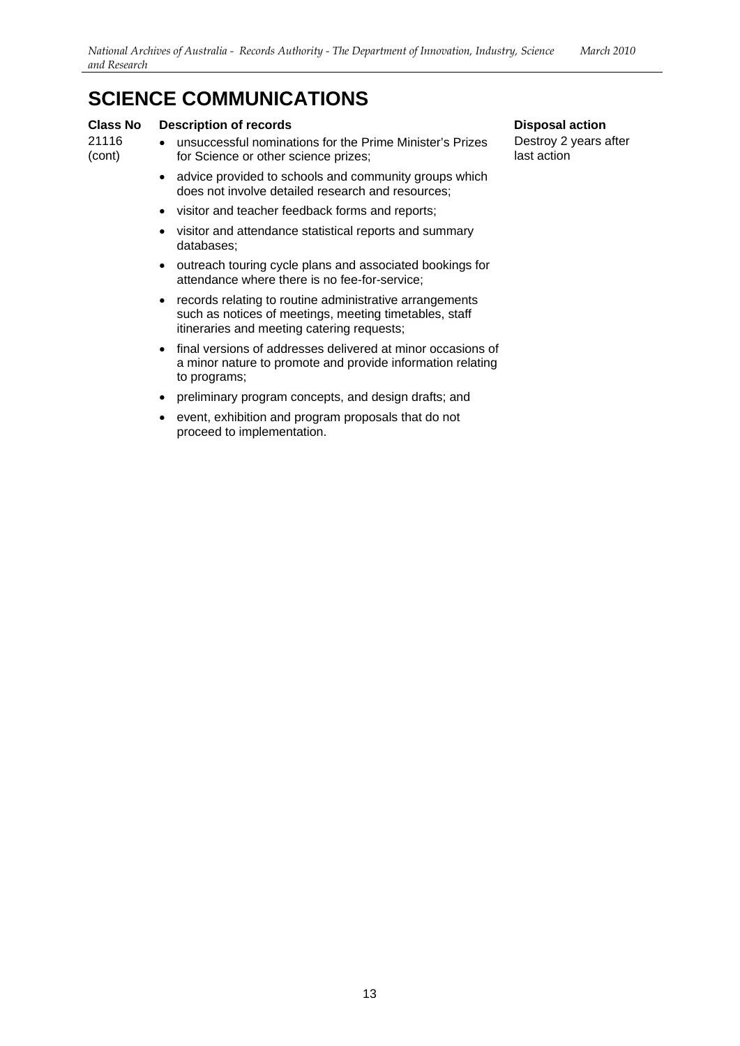# SCIENCE COMMUNICATIONS

| Class No | Description of records | Disposal action |
|---|---|---|
| 21116 (cont) | • unsuccessful nominations for the Prime Minister's Prizes for Science or other science prizes;<br>• advice provided to schools and community groups which does not involve detailed research and resources;<br>• visitor and teacher feedback forms and reports;<br>• visitor and attendance statistical reports and summary databases;<br>• outreach touring cycle plans and associated bookings for attendance where there is no fee-for-service;<br>• records relating to routine administrative arrangements such as notices of meetings, meeting timetables, staff itineraries and meeting catering requests;<br>• final versions of addresses delivered at minor occasions of a minor nature to promote and provide information relating to programs;<br>• preliminary program concepts, and design drafts; and<br>• event, exhibition and program proposals that do not proceed to implementation. | Destroy 2 years after last action |